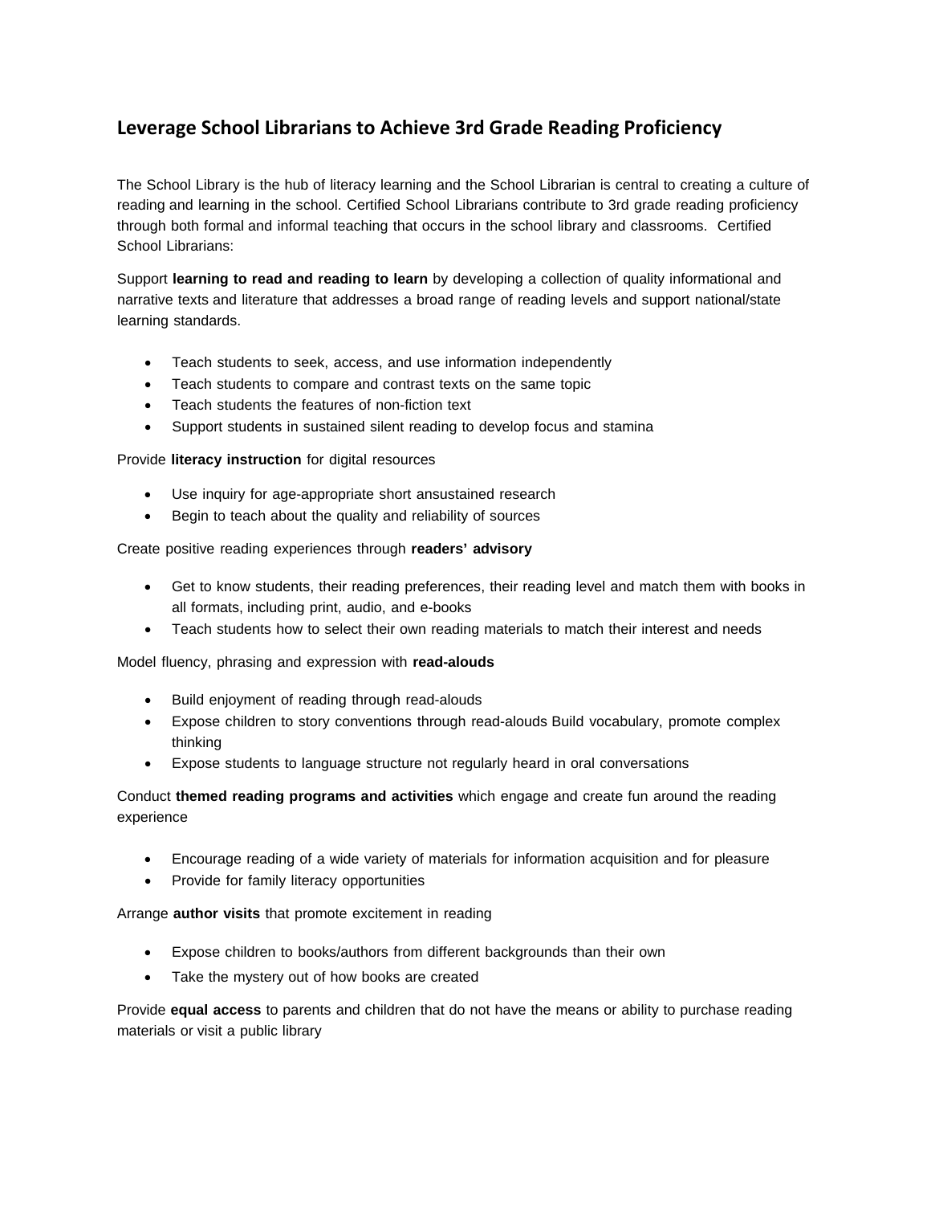## Leverage School Librarians to Achieve 3rd Grade Reading Proficiency

The School Library is the hub of literacy learning and the School Librarian is central to creating a culture of reading and learning in the school. Certified School Librarians contribute to 3rd grade reading proficiency through both formal and informal teaching that occurs in the school library and classrooms. Certified School Librarians:

Support **learning to read and reading to learn** by developing a collection of quality informational and narrative texts and literature that addresses a broad range of reading levels and support national/state learning standards.

- Teach students to seek, access, and use information independently
- Teach students to compare and contrast texts on the same topic
- Teach students the features of non-fiction text
- Support students in sustained silent reading to develop focus and stamina

Provide **literacy instruction** for digital resources

- Use inquiry for age-appropriate short ansustained research
- Begin to teach about the quality and reliability of sources

Create positive reading experiences through **readers' advisory**

- Get to know students, their reading preferences, their reading level and match them with books in all formats, including print, audio, and e-books
- Teach students how to select their own reading materials to match their interest and needs

Model fluency, phrasing and expression with **read-alouds**

- Build enjoyment of reading through read-alouds
- Expose children to story conventions through read-alouds Build vocabulary, promote complex thinking
- Expose students to language structure not regularly heard in oral conversations

Conduct **themed reading programs and activities** which engage and create fun around the reading experience

- Encourage reading of a wide variety of materials for information acquisition and for pleasure
- Provide for family literacy opportunities

Arrange **author visits** that promote excitement in reading

- Expose children to books/authors from different backgrounds than their own
- Take the mystery out of how books are created

Provide **equal access** to parents and children that do not have the means or ability to purchase reading materials or visit a public library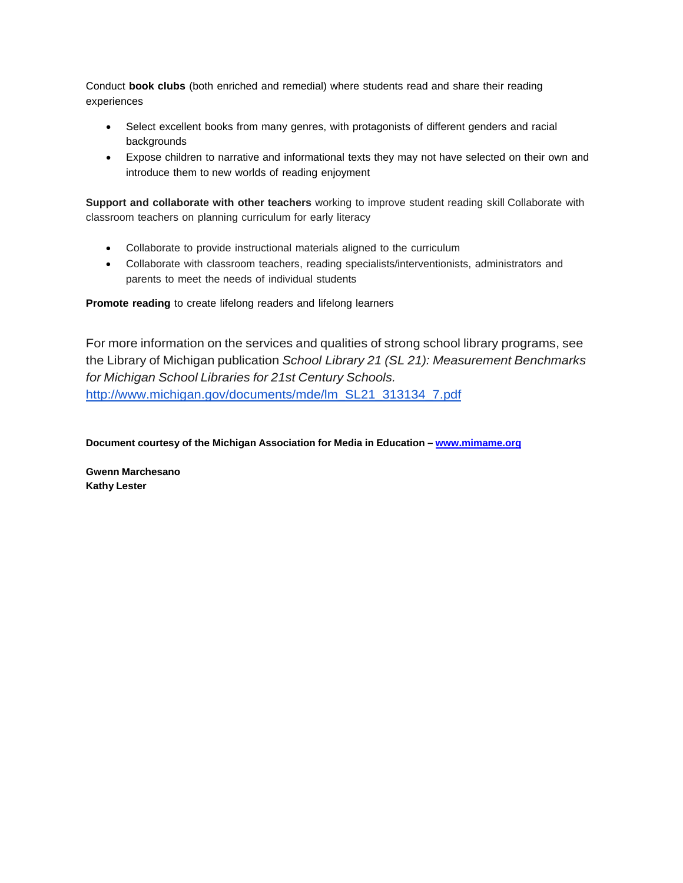Conduct **book clubs** (both enriched and remedial) where students read and share their reading experiences

- Select excellent books from many genres, with protagonists of different genders and racial backgrounds
- Expose children to narrative and informational texts they may not have selected on their own and introduce them to new worlds of reading enjoyment

**Support and collaborate with other teachers** working to improve student reading skill Collaborate with classroom teachers on planning curriculum for early literacy

- Collaborate to provide instructional materials aligned to the curriculum
- Collaborate with classroom teachers, reading specialists/interventionists, administrators and parents to meet the needs of individual students

**Promote reading** to create lifelong readers and lifelong learners

For more information on the services and qualities of strong school library programs, see the Library of Michigan publication *School Library 21 (SL 21): Measurement Benchmarks for Michigan School Libraries for 21st Century Schools.* http://www.michigan.gov/documents/mde/lm_SL21_313134_7.pdf

**Document courtesy of the Michigan Association for Media in Education – www.mimame.org**

**Gwenn Marchesano**
**Kathy Lester**